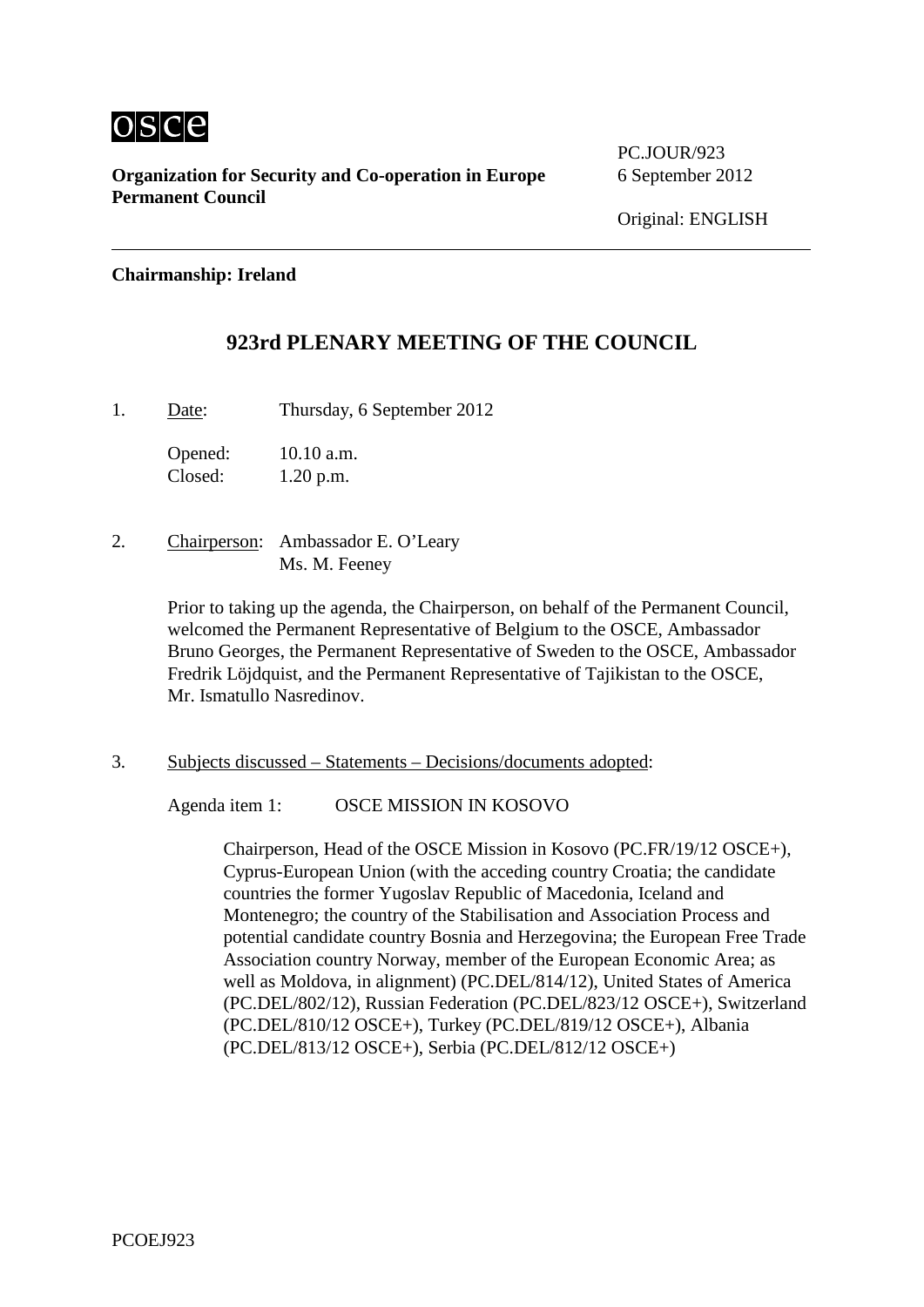osce

**Organization for Security and Co-operation in Europe**
**Permanent Council**

PC.JOUR/923
6 September 2012

Original: ENGLISH

**Chairmanship: Ireland**

## 923rd PLENARY MEETING OF THE COUNCIL

1. Date: Thursday, 6 September 2012

   Opened: 10.10 a.m.
   Closed: 1.20 p.m.

2. Chairperson: Ambassador E. O'Leary
   Ms. M. Feeney

   Prior to taking up the agenda, the Chairperson, on behalf of the Permanent Council, welcomed the Permanent Representative of Belgium to the OSCE, Ambassador Bruno Georges, the Permanent Representative of Sweden to the OSCE, Ambassador Fredrik Löjdquist, and the Permanent Representative of Tajikistan to the OSCE, Mr. Ismatullo Nasredinov.

3. Subjects discussed – Statements – Decisions/documents adopted:

   Agenda item 1: OSCE MISSION IN KOSOVO

   Chairperson, Head of the OSCE Mission in Kosovo (PC.FR/19/12 OSCE+), Cyprus-European Union (with the acceding country Croatia; the candidate countries the former Yugoslav Republic of Macedonia, Iceland and Montenegro; the country of the Stabilisation and Association Process and potential candidate country Bosnia and Herzegovina; the European Free Trade Association country Norway, member of the European Economic Area; as well as Moldova, in alignment) (PC.DEL/814/12), United States of America (PC.DEL/802/12), Russian Federation (PC.DEL/823/12 OSCE+), Switzerland (PC.DEL/810/12 OSCE+), Turkey (PC.DEL/819/12 OSCE+), Albania (PC.DEL/813/12 OSCE+), Serbia (PC.DEL/812/12 OSCE+)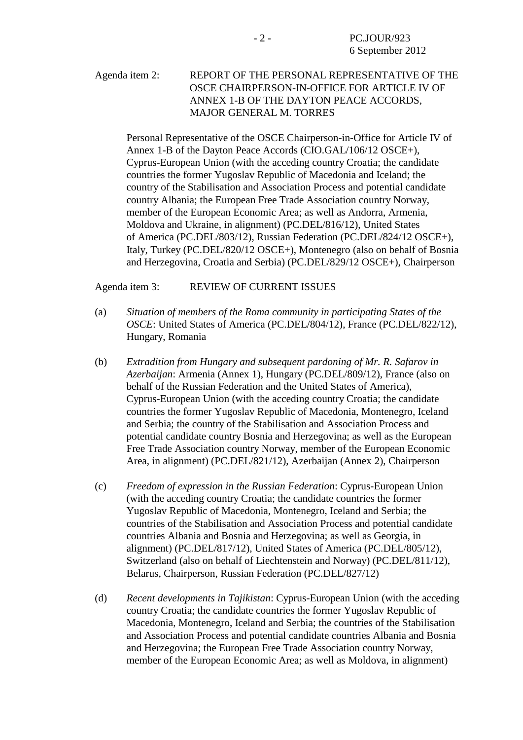Agenda item 2: REPORT OF THE PERSONAL REPRESENTATIVE OF THE OSCE CHAIRPERSON-IN-OFFICE FOR ARTICLE IV OF ANNEX 1-B OF THE DAYTON PEACE ACCORDS, MAJOR GENERAL M. TORRES

Personal Representative of the OSCE Chairperson-in-Office for Article IV of Annex 1-B of the Dayton Peace Accords (CIO.GAL/106/12 OSCE+), Cyprus-European Union (with the acceding country Croatia; the candidate countries the former Yugoslav Republic of Macedonia and Iceland; the country of the Stabilisation and Association Process and potential candidate country Albania; the European Free Trade Association country Norway, member of the European Economic Area; as well as Andorra, Armenia, Moldova and Ukraine, in alignment) (PC.DEL/816/12), United States of America (PC.DEL/803/12), Russian Federation (PC.DEL/824/12 OSCE+), Italy, Turkey (PC.DEL/820/12 OSCE+), Montenegro (also on behalf of Bosnia and Herzegovina, Croatia and Serbia) (PC.DEL/829/12 OSCE+), Chairperson

Agenda item 3: REVIEW OF CURRENT ISSUES

(a) *Situation of members of the Roma community in participating States of the OSCE*: United States of America (PC.DEL/804/12), France (PC.DEL/822/12), Hungary, Romania

(b) *Extradition from Hungary and subsequent pardoning of Mr. R. Safarov in Azerbaijan*: Armenia (Annex 1), Hungary (PC.DEL/809/12), France (also on behalf of the Russian Federation and the United States of America), Cyprus-European Union (with the acceding country Croatia; the candidate countries the former Yugoslav Republic of Macedonia, Montenegro, Iceland and Serbia; the country of the Stabilisation and Association Process and potential candidate country Bosnia and Herzegovina; as well as the European Free Trade Association country Norway, member of the European Economic Area, in alignment) (PC.DEL/821/12), Azerbaijan (Annex 2), Chairperson

(c) *Freedom of expression in the Russian Federation*: Cyprus-European Union (with the acceding country Croatia; the candidate countries the former Yugoslav Republic of Macedonia, Montenegro, Iceland and Serbia; the countries of the Stabilisation and Association Process and potential candidate countries Albania and Bosnia and Herzegovina; as well as Georgia, in alignment) (PC.DEL/817/12), United States of America (PC.DEL/805/12), Switzerland (also on behalf of Liechtenstein and Norway) (PC.DEL/811/12), Belarus, Chairperson, Russian Federation (PC.DEL/827/12)

(d) *Recent developments in Tajikistan*: Cyprus-European Union (with the acceding country Croatia; the candidate countries the former Yugoslav Republic of Macedonia, Montenegro, Iceland and Serbia; the countries of the Stabilisation and Association Process and potential candidate countries Albania and Bosnia and Herzegovina; the European Free Trade Association country Norway, member of the European Economic Area; as well as Moldova, in alignment)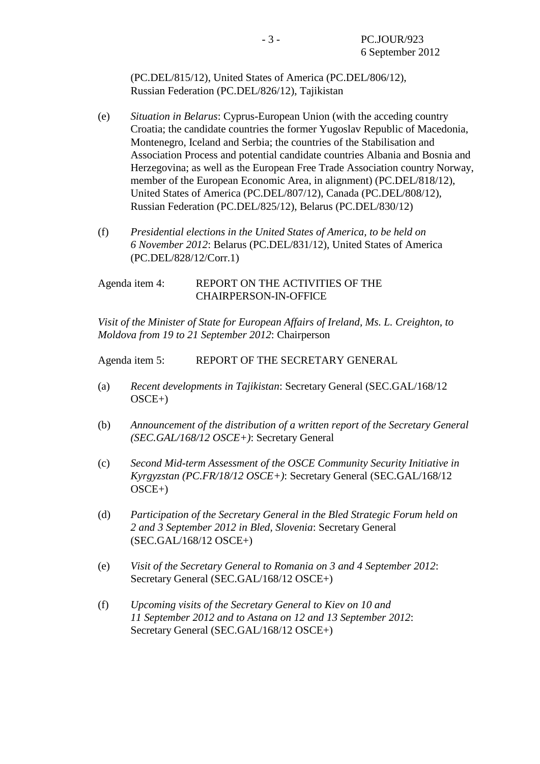(PC.DEL/815/12), United States of America (PC.DEL/806/12), Russian Federation (PC.DEL/826/12), Tajikistan

(e) *Situation in Belarus*: Cyprus-European Union (with the acceding country Croatia; the candidate countries the former Yugoslav Republic of Macedonia, Montenegro, Iceland and Serbia; the countries of the Stabilisation and Association Process and potential candidate countries Albania and Bosnia and Herzegovina; as well as the European Free Trade Association country Norway, member of the European Economic Area, in alignment) (PC.DEL/818/12), United States of America (PC.DEL/807/12), Canada (PC.DEL/808/12), Russian Federation (PC.DEL/825/12), Belarus (PC.DEL/830/12)

(f) *Presidential elections in the United States of America, to be held on 6 November 2012*: Belarus (PC.DEL/831/12), United States of America (PC.DEL/828/12/Corr.1)

Agenda item 4: REPORT ON THE ACTIVITIES OF THE CHAIRPERSON-IN-OFFICE

*Visit of the Minister of State for European Affairs of Ireland, Ms. L. Creighton, to Moldova from 19 to 21 September 2012*: Chairperson

Agenda item 5: REPORT OF THE SECRETARY GENERAL

(a) *Recent developments in Tajikistan*: Secretary General (SEC.GAL/168/12 OSCE+)

(b) *Announcement of the distribution of a written report of the Secretary General (SEC.GAL/168/12 OSCE+)*: Secretary General

(c) *Second Mid-term Assessment of the OSCE Community Security Initiative in Kyrgyzstan (PC.FR/18/12 OSCE+)*: Secretary General (SEC.GAL/168/12 OSCE+)

(d) *Participation of the Secretary General in the Bled Strategic Forum held on 2 and 3 September 2012 in Bled, Slovenia*: Secretary General (SEC.GAL/168/12 OSCE+)

(e) *Visit of the Secretary General to Romania on 3 and 4 September 2012*: Secretary General (SEC.GAL/168/12 OSCE+)

(f) *Upcoming visits of the Secretary General to Kiev on 10 and 11 September 2012 and to Astana on 12 and 13 September 2012*: Secretary General (SEC.GAL/168/12 OSCE+)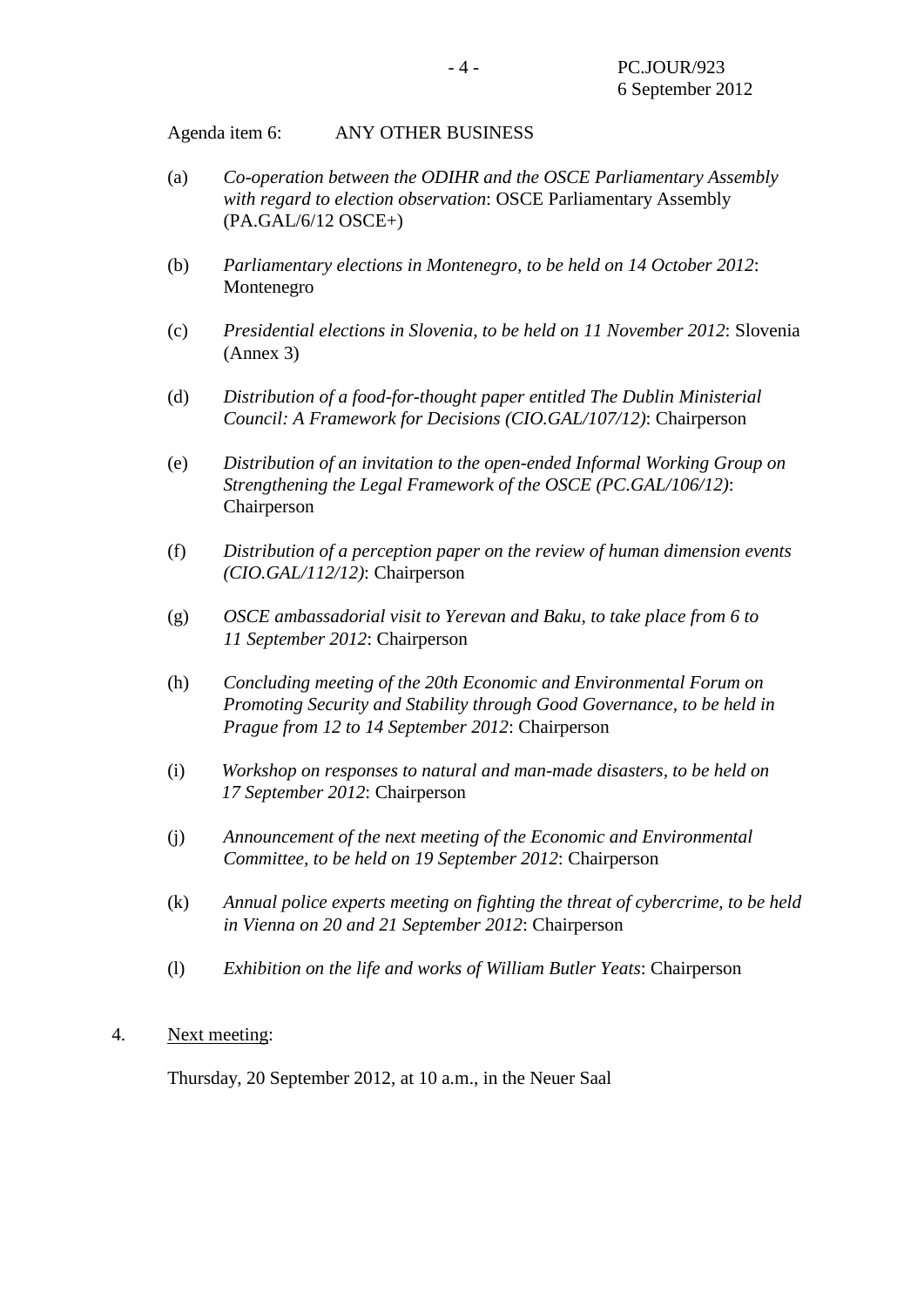Agenda item 6: ANY OTHER BUSINESS

(a) *Co-operation between the ODIHR and the OSCE Parliamentary Assembly with regard to election observation*: OSCE Parliamentary Assembly (PA.GAL/6/12 OSCE+)

(b) *Parliamentary elections in Montenegro, to be held on 14 October 2012*: Montenegro

(c) *Presidential elections in Slovenia, to be held on 11 November 2012*: Slovenia (Annex 3)

(d) *Distribution of a food-for-thought paper entitled The Dublin Ministerial Council: A Framework for Decisions (CIO.GAL/107/12)*: Chairperson

(e) *Distribution of an invitation to the open-ended Informal Working Group on Strengthening the Legal Framework of the OSCE (PC.GAL/106/12)*: Chairperson

(f) *Distribution of a perception paper on the review of human dimension events (CIO.GAL/112/12)*: Chairperson

(g) *OSCE ambassadorial visit to Yerevan and Baku, to take place from 6 to 11 September 2012*: Chairperson

(h) *Concluding meeting of the 20th Economic and Environmental Forum on Promoting Security and Stability through Good Governance, to be held in Prague from 12 to 14 September 2012*: Chairperson

(i) *Workshop on responses to natural and man-made disasters, to be held on 17 September 2012*: Chairperson

(j) *Announcement of the next meeting of the Economic and Environmental Committee, to be held on 19 September 2012*: Chairperson

(k) *Annual police experts meeting on fighting the threat of cybercrime, to be held in Vienna on 20 and 21 September 2012*: Chairperson

(l) *Exhibition on the life and works of William Butler Yeats*: Chairperson

4. Next meeting:

Thursday, 20 September 2012, at 10 a.m., in the Neuer Saal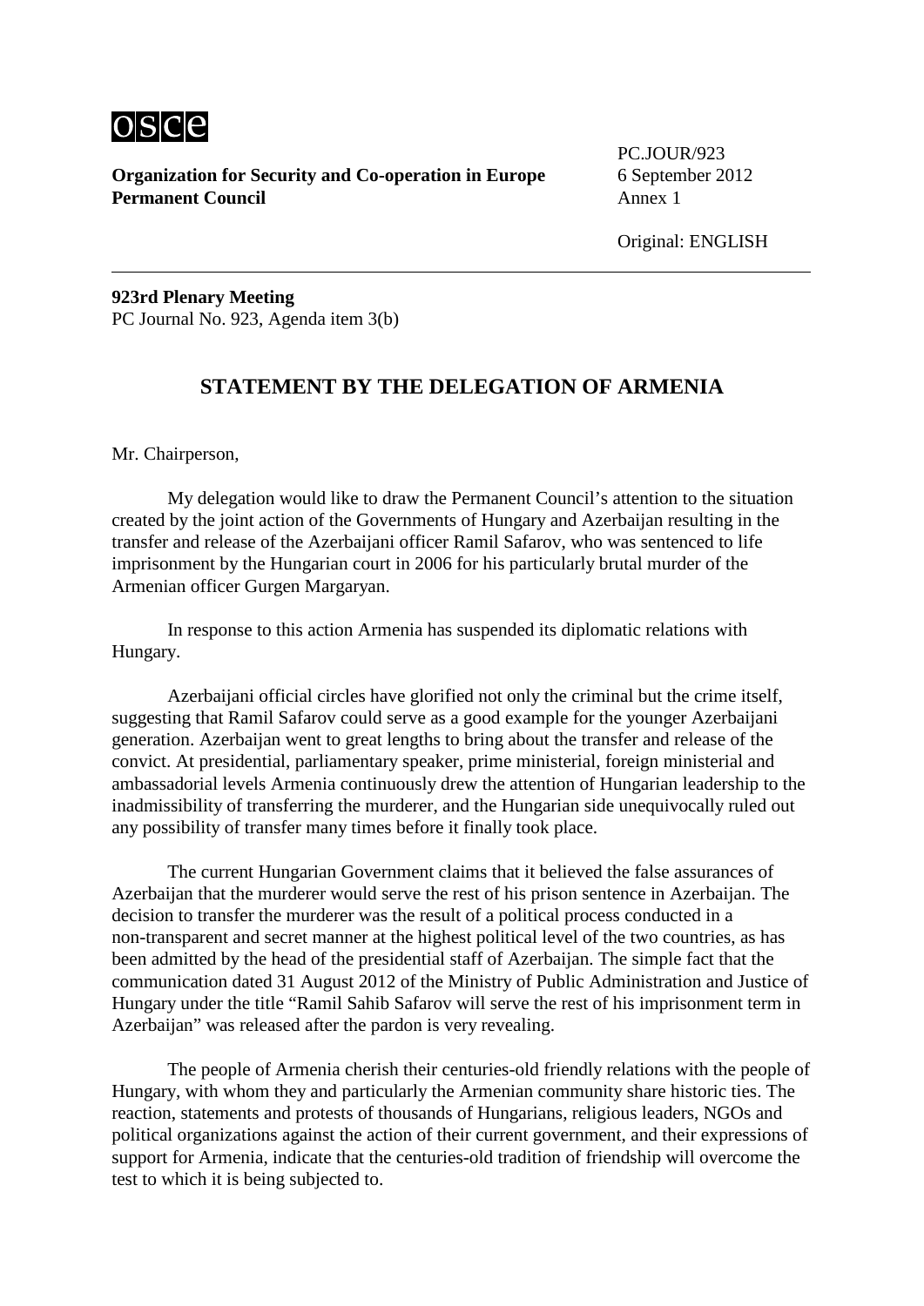osce

**Organization for Security and Co-operation in Europe**
**Permanent Council**

PC.JOUR/923
6 September 2012
Annex 1

Original: ENGLISH

---

**923rd Plenary Meeting**
PC Journal No. 923, Agenda item 3(b)

## STATEMENT BY THE DELEGATION OF ARMENIA

Mr. Chairperson,

My delegation would like to draw the Permanent Council's attention to the situation created by the joint action of the Governments of Hungary and Azerbaijan resulting in the transfer and release of the Azerbaijani officer Ramil Safarov, who was sentenced to life imprisonment by the Hungarian court in 2006 for his particularly brutal murder of the Armenian officer Gurgen Margaryan.

In response to this action Armenia has suspended its diplomatic relations with Hungary.

Azerbaijani official circles have glorified not only the criminal but the crime itself, suggesting that Ramil Safarov could serve as a good example for the younger Azerbaijani generation. Azerbaijan went to great lengths to bring about the transfer and release of the convict. At presidential, parliamentary speaker, prime ministerial, foreign ministerial and ambassadorial levels Armenia continuously drew the attention of Hungarian leadership to the inadmissibility of transferring the murderer, and the Hungarian side unequivocally ruled out any possibility of transfer many times before it finally took place.

The current Hungarian Government claims that it believed the false assurances of Azerbaijan that the murderer would serve the rest of his prison sentence in Azerbaijan. The decision to transfer the murderer was the result of a political process conducted in a non-transparent and secret manner at the highest political level of the two countries, as has been admitted by the head of the presidential staff of Azerbaijan. The simple fact that the communication dated 31 August 2012 of the Ministry of Public Administration and Justice of Hungary under the title "Ramil Sahib Safarov will serve the rest of his imprisonment term in Azerbaijan" was released after the pardon is very revealing.

The people of Armenia cherish their centuries-old friendly relations with the people of Hungary, with whom they and particularly the Armenian community share historic ties. The reaction, statements and protests of thousands of Hungarians, religious leaders, NGOs and political organizations against the action of their current government, and their expressions of support for Armenia, indicate that the centuries-old tradition of friendship will overcome the test to which it is being subjected to.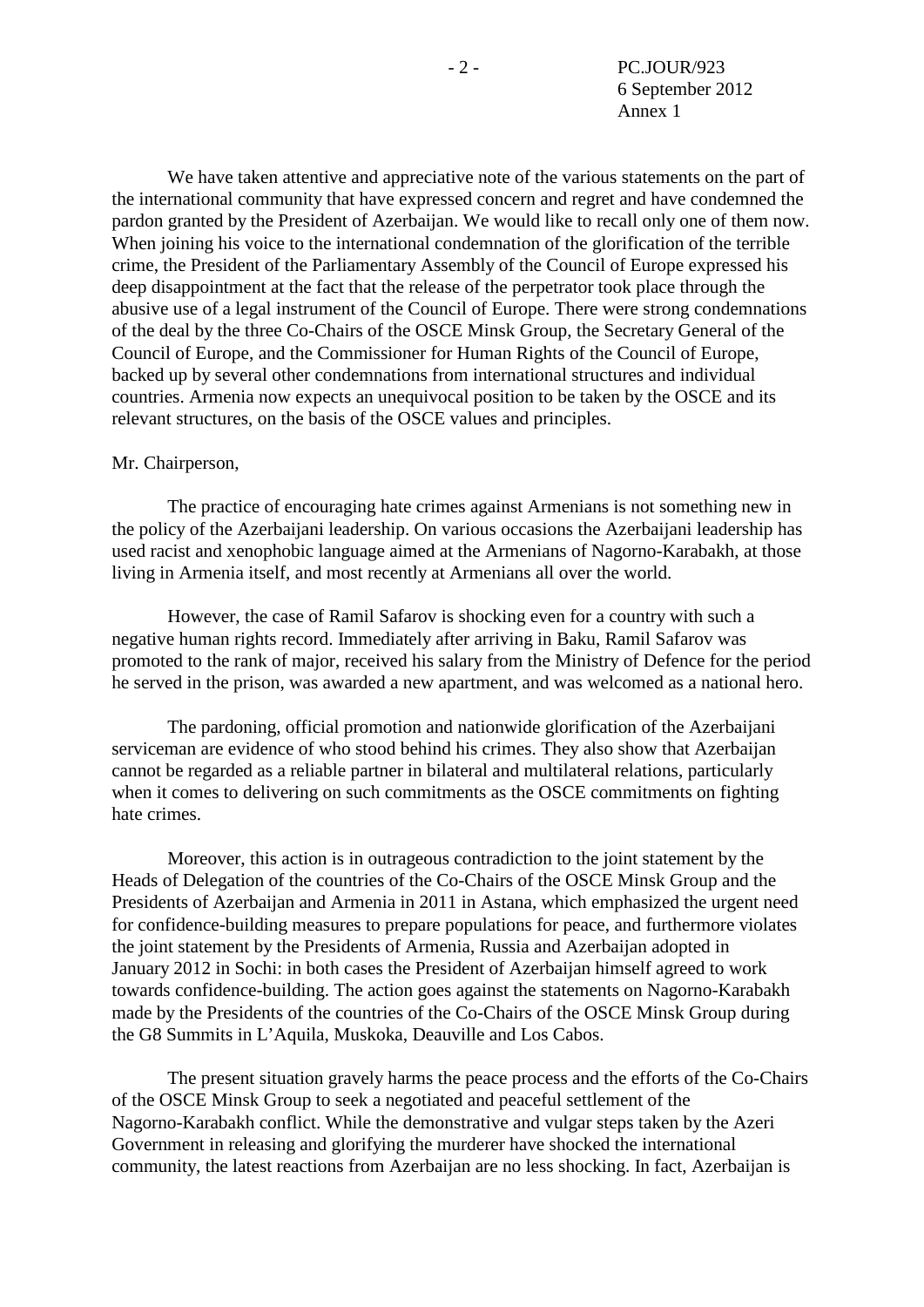We have taken attentive and appreciative note of the various statements on the part of the international community that have expressed concern and regret and have condemned the pardon granted by the President of Azerbaijan. We would like to recall only one of them now. When joining his voice to the international condemnation of the glorification of the terrible crime, the President of the Parliamentary Assembly of the Council of Europe expressed his deep disappointment at the fact that the release of the perpetrator took place through the abusive use of a legal instrument of the Council of Europe. There were strong condemnations of the deal by the three Co-Chairs of the OSCE Minsk Group, the Secretary General of the Council of Europe, and the Commissioner for Human Rights of the Council of Europe, backed up by several other condemnations from international structures and individual countries. Armenia now expects an unequivocal position to be taken by the OSCE and its relevant structures, on the basis of the OSCE values and principles.

Mr. Chairperson,

The practice of encouraging hate crimes against Armenians is not something new in the policy of the Azerbaijani leadership. On various occasions the Azerbaijani leadership has used racist and xenophobic language aimed at the Armenians of Nagorno-Karabakh, at those living in Armenia itself, and most recently at Armenians all over the world.

However, the case of Ramil Safarov is shocking even for a country with such a negative human rights record. Immediately after arriving in Baku, Ramil Safarov was promoted to the rank of major, received his salary from the Ministry of Defence for the period he served in the prison, was awarded a new apartment, and was welcomed as a national hero.

The pardoning, official promotion and nationwide glorification of the Azerbaijani serviceman are evidence of who stood behind his crimes. They also show that Azerbaijan cannot be regarded as a reliable partner in bilateral and multilateral relations, particularly when it comes to delivering on such commitments as the OSCE commitments on fighting hate crimes.

Moreover, this action is in outrageous contradiction to the joint statement by the Heads of Delegation of the countries of the Co-Chairs of the OSCE Minsk Group and the Presidents of Azerbaijan and Armenia in 2011 in Astana, which emphasized the urgent need for confidence-building measures to prepare populations for peace, and furthermore violates the joint statement by the Presidents of Armenia, Russia and Azerbaijan adopted in January 2012 in Sochi: in both cases the President of Azerbaijan himself agreed to work towards confidence-building. The action goes against the statements on Nagorno-Karabakh made by the Presidents of the countries of the Co-Chairs of the OSCE Minsk Group during the G8 Summits in L'Aquila, Muskoka, Deauville and Los Cabos.

The present situation gravely harms the peace process and the efforts of the Co-Chairs of the OSCE Minsk Group to seek a negotiated and peaceful settlement of the Nagorno-Karabakh conflict. While the demonstrative and vulgar steps taken by the Azeri Government in releasing and glorifying the murderer have shocked the international community, the latest reactions from Azerbaijan are no less shocking. In fact, Azerbaijan is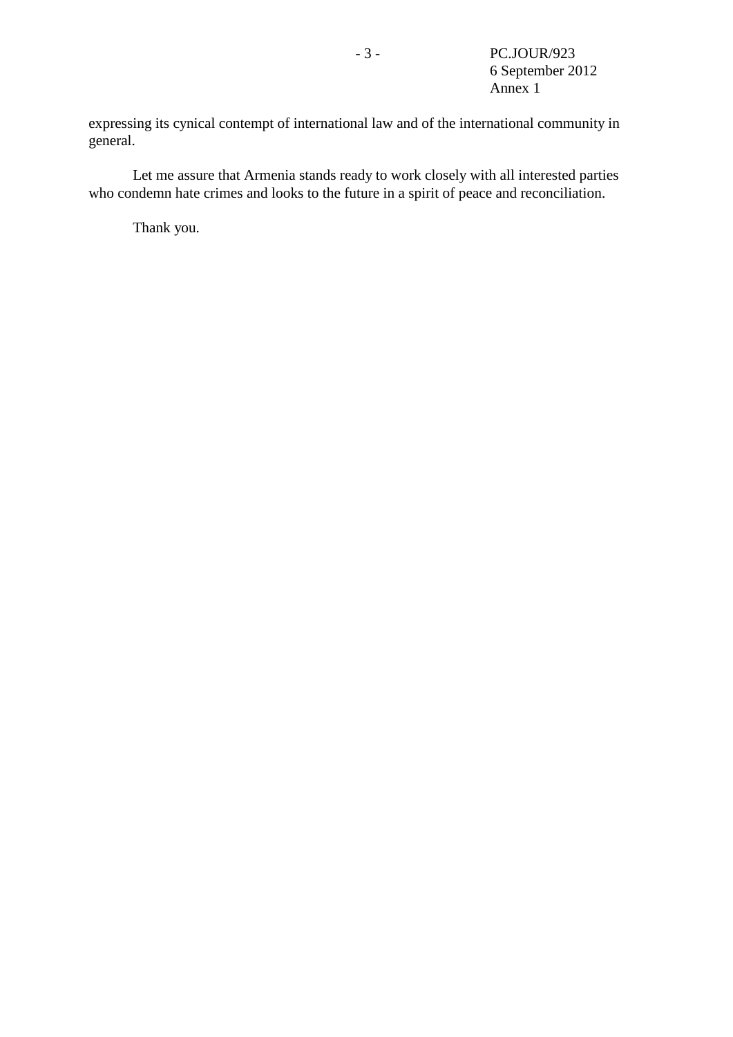expressing its cynical contempt of international law and of the international community in general.

Let me assure that Armenia stands ready to work closely with all interested parties who condemn hate crimes and looks to the future in a spirit of peace and reconciliation.

Thank you.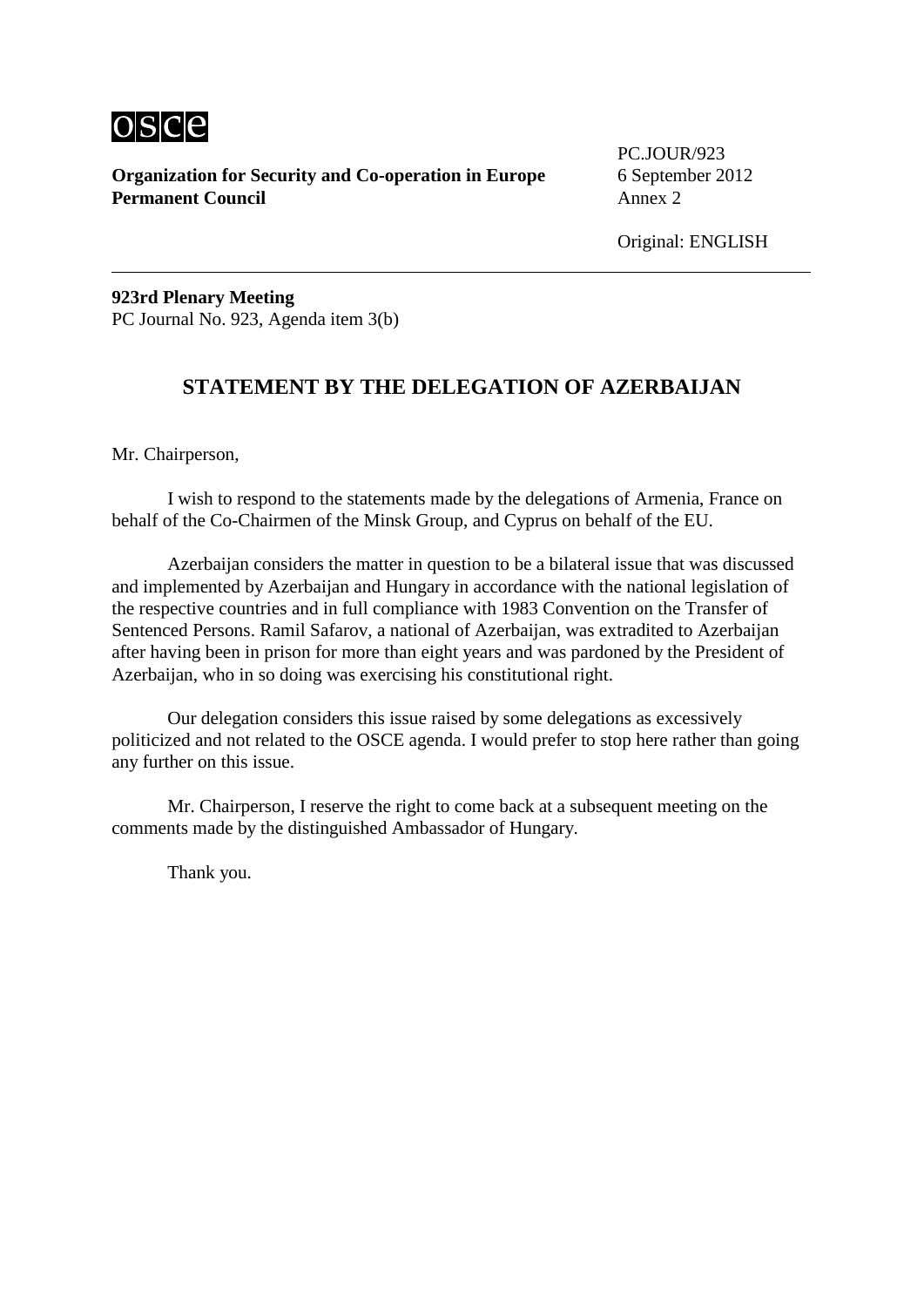**Organization for Security and Co-operation in Europe**
**Permanent Council**

PC.JOUR/923
6 September 2012
Annex 2

Original: ENGLISH

---

**923rd Plenary Meeting**
PC Journal No. 923, Agenda item 3(b)

## STATEMENT BY THE DELEGATION OF AZERBAIJAN

Mr. Chairperson,

I wish to respond to the statements made by the delegations of Armenia, France on behalf of the Co-Chairmen of the Minsk Group, and Cyprus on behalf of the EU.

Azerbaijan considers the matter in question to be a bilateral issue that was discussed and implemented by Azerbaijan and Hungary in accordance with the national legislation of the respective countries and in full compliance with 1983 Convention on the Transfer of Sentenced Persons. Ramil Safarov, a national of Azerbaijan, was extradited to Azerbaijan after having been in prison for more than eight years and was pardoned by the President of Azerbaijan, who in so doing was exercising his constitutional right.

Our delegation considers this issue raised by some delegations as excessively politicized and not related to the OSCE agenda. I would prefer to stop here rather than going any further on this issue.

Mr. Chairperson, I reserve the right to come back at a subsequent meeting on the comments made by the distinguished Ambassador of Hungary.

Thank you.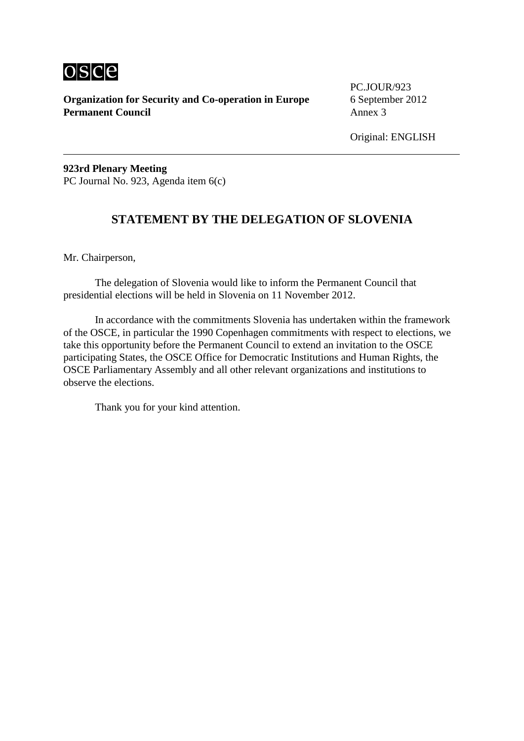osce

**Organization for Security and Co-operation in Europe**
**Permanent Council**

PC.JOUR/923
6 September 2012
Annex 3

Original: ENGLISH

---

**923rd Plenary Meeting**
PC Journal No. 923, Agenda item 6(c)

## STATEMENT BY THE DELEGATION OF SLOVENIA

Mr. Chairperson,

The delegation of Slovenia would like to inform the Permanent Council that presidential elections will be held in Slovenia on 11 November 2012.

In accordance with the commitments Slovenia has undertaken within the framework of the OSCE, in particular the 1990 Copenhagen commitments with respect to elections, we take this opportunity before the Permanent Council to extend an invitation to the OSCE participating States, the OSCE Office for Democratic Institutions and Human Rights, the OSCE Parliamentary Assembly and all other relevant organizations and institutions to observe the elections.

Thank you for your kind attention.